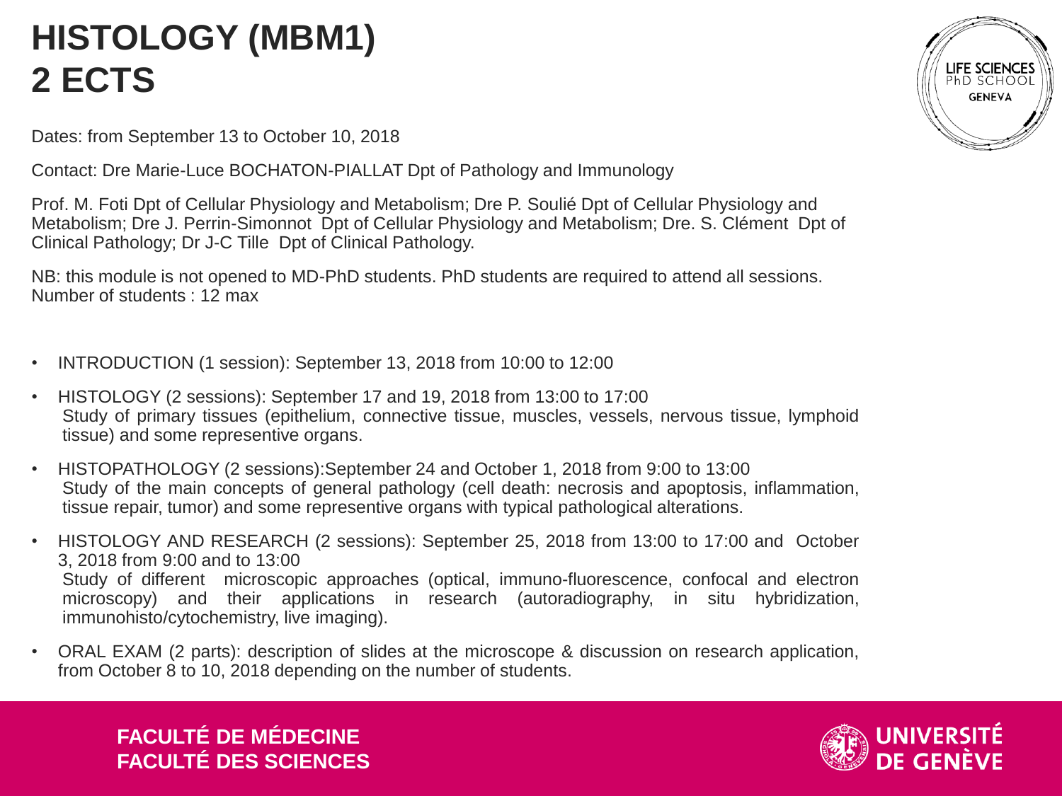# HISTOLOGY (MBM1)
# 2 ECTS

Dates: from September 13 to October 10, 2018

Contact: Dre Marie-Luce BOCHATON-PIALLAT Dpt of Pathology and Immunology

Prof. M. Foti Dpt of Cellular Physiology and Metabolism; Dre P. Soulié Dpt of Cellular Physiology and Metabolism; Dre J. Perrin-Simonnot Dpt of Cellular Physiology and Metabolism; Dre. S. Clément Dpt of Clinical Pathology; Dr J-C Tille Dpt of Clinical Pathology.

NB: this module is not opened to MD-PhD students. PhD students are required to attend all sessions.
Number of students : 12 max

- INTRODUCTION (1 session): September 13, 2018 from 10:00 to 12:00
- HISTOLOGY (2 sessions): September 17 and 19, 2018 from 13:00 to 17:00
  Study of primary tissues (epithelium, connective tissue, muscles, vessels, nervous tissue, lymphoid tissue) and some representive organs.
- HISTOPATHOLOGY (2 sessions):September 24 and October 1, 2018 from 9:00 to 13:00
  Study of the main concepts of general pathology (cell death: necrosis and apoptosis, inflammation, tissue repair, tumor) and some representive organs with typical pathological alterations.
- HISTOLOGY AND RESEARCH (2 sessions): September 25, 2018 from 13:00 to 17:00 and October 3, 2018 from 9:00 and to 13:00
  Study of different microscopic approaches (optical, immuno-fluorescence, confocal and electron microscopy) and their applications in research (autoradiography, in situ hybridization, immunohisto/cytochemistry, live imaging).
- ORAL EXAM (2 parts): description of slides at the microscope & discussion on research application, from October 8 to 10, 2018 depending on the number of students.

FACULTÉ DE MÉDECINE
FACULTÉ DES SCIENCES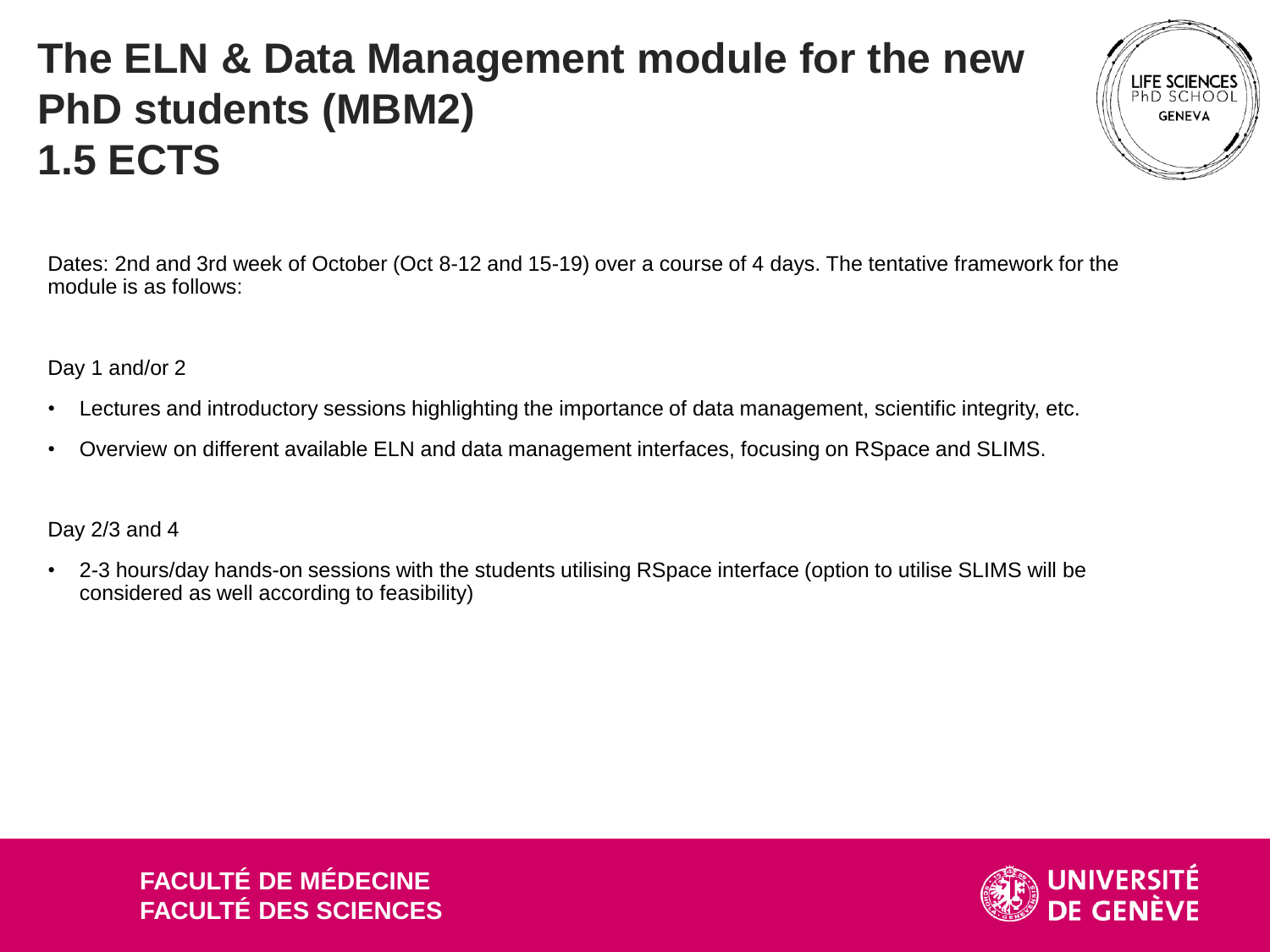# The ELN & Data Management module for the new PhD students (MBM2)
# 1.5 ECTS

Dates: 2nd and 3rd week of October (Oct 8-12 and 15-19) over a course of 4 days. The tentative framework for the module is as follows:

Day 1 and/or 2

- Lectures and introductory sessions highlighting the importance of data management, scientific integrity, etc.
- Overview on different available ELN and data management interfaces, focusing on RSpace and SLIMS.

Day 2/3 and 4

- 2-3 hours/day hands-on sessions with the students utilising RSpace interface (option to utilise SLIMS will be considered as well according to feasibility)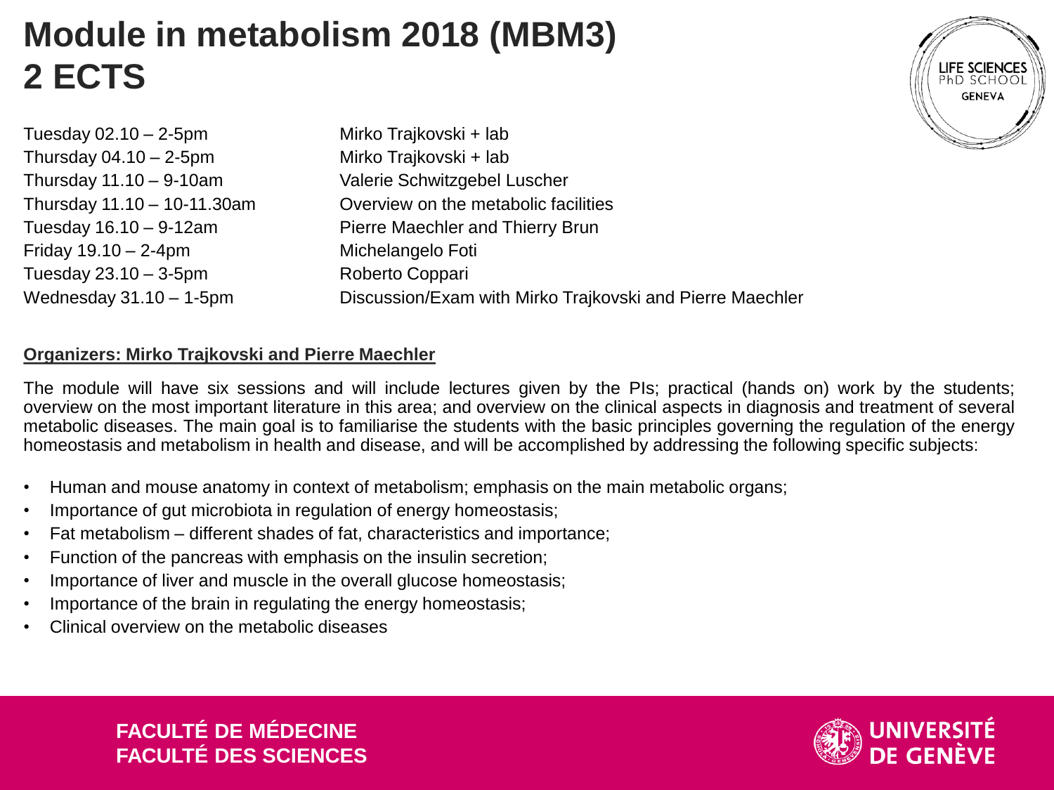# Module in metabolism 2018 (MBM3)
# 2 ECTS

| | |
|---|---|
| Tuesday 02.10 – 2-5pm | Mirko Trajkovski + lab |
| Thursday 04.10 – 2-5pm | Mirko Trajkovski + lab |
| Thursday 11.10 – 9-10am | Valerie Schwitzgebel Luscher |
| Thursday 11.10 – 10-11.30am | Overview on the metabolic facilities |
| Tuesday 16.10 – 9-12am | Pierre Maechler and Thierry Brun |
| Friday 19.10 – 2-4pm | Michelangelo Foti |
| Tuesday 23.10 – 3-5pm | Roberto Coppari |
| Wednesday 31.10 – 1-5pm | Discussion/Exam with Mirko Trajkovski and Pierre Maechler |

**Organizers: Mirko Trajkovski and Pierre Maechler**

The module will have six sessions and will include lectures given by the PIs; practical (hands on) work by the students; overview on the most important literature in this area; and overview on the clinical aspects in diagnosis and treatment of several metabolic diseases. The main goal is to familiarise the students with the basic principles governing the regulation of the energy homeostasis and metabolism in health and disease, and will be accomplished by addressing the following specific subjects:

- Human and mouse anatomy in context of metabolism; emphasis on the main metabolic organs;
- Importance of gut microbiota in regulation of energy homeostasis;
- Fat metabolism – different shades of fat, characteristics and importance;
- Function of the pancreas with emphasis on the insulin secretion;
- Importance of liver and muscle in the overall glucose homeostasis;
- Importance of the brain in regulating the energy homeostasis;
- Clinical overview on the metabolic diseases

FACULTÉ DE MÉDECINE
FACULTÉ DES SCIENCES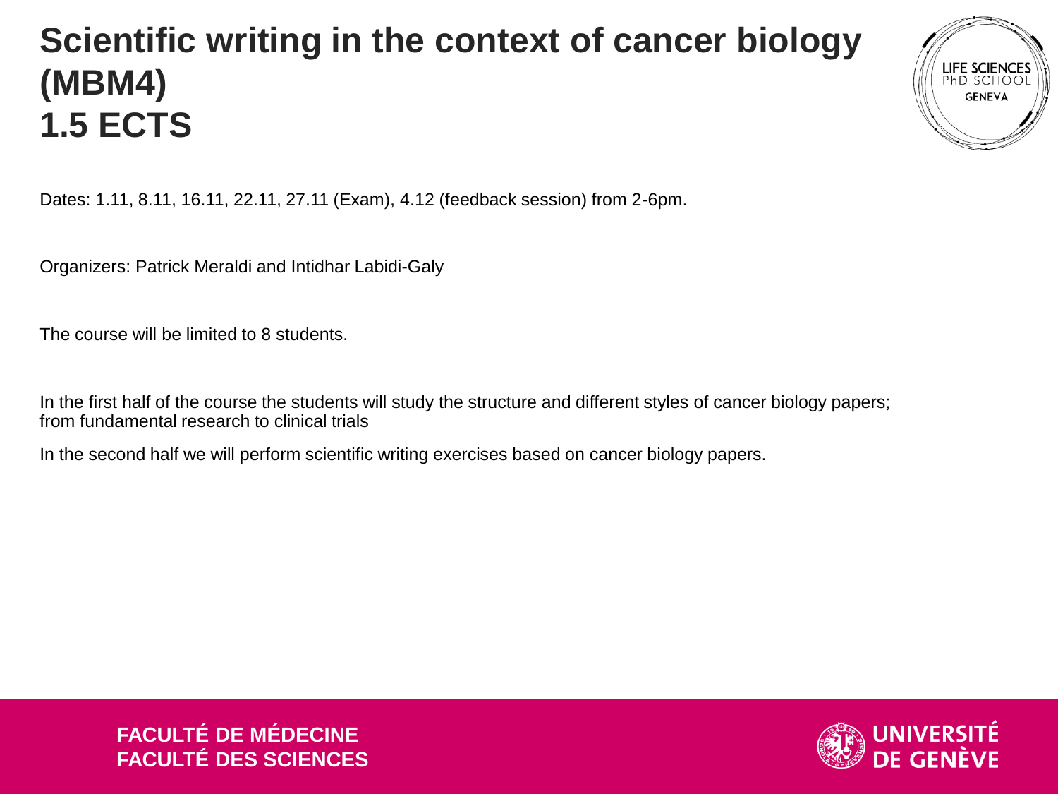# Scientific writing in the context of cancer biology (MBM4)
# 1.5 ECTS

Dates: 1.11, 8.11, 16.11, 22.11, 27.11 (Exam), 4.12 (feedback session) from 2-6pm.

Organizers: Patrick Meraldi and Intidhar Labidi-Galy

The course will be limited to 8 students.

In the first half of the course the students will study the structure and different styles of cancer biology papers; from fundamental research to clinical trials

In the second half we will perform scientific writing exercises based on cancer biology papers.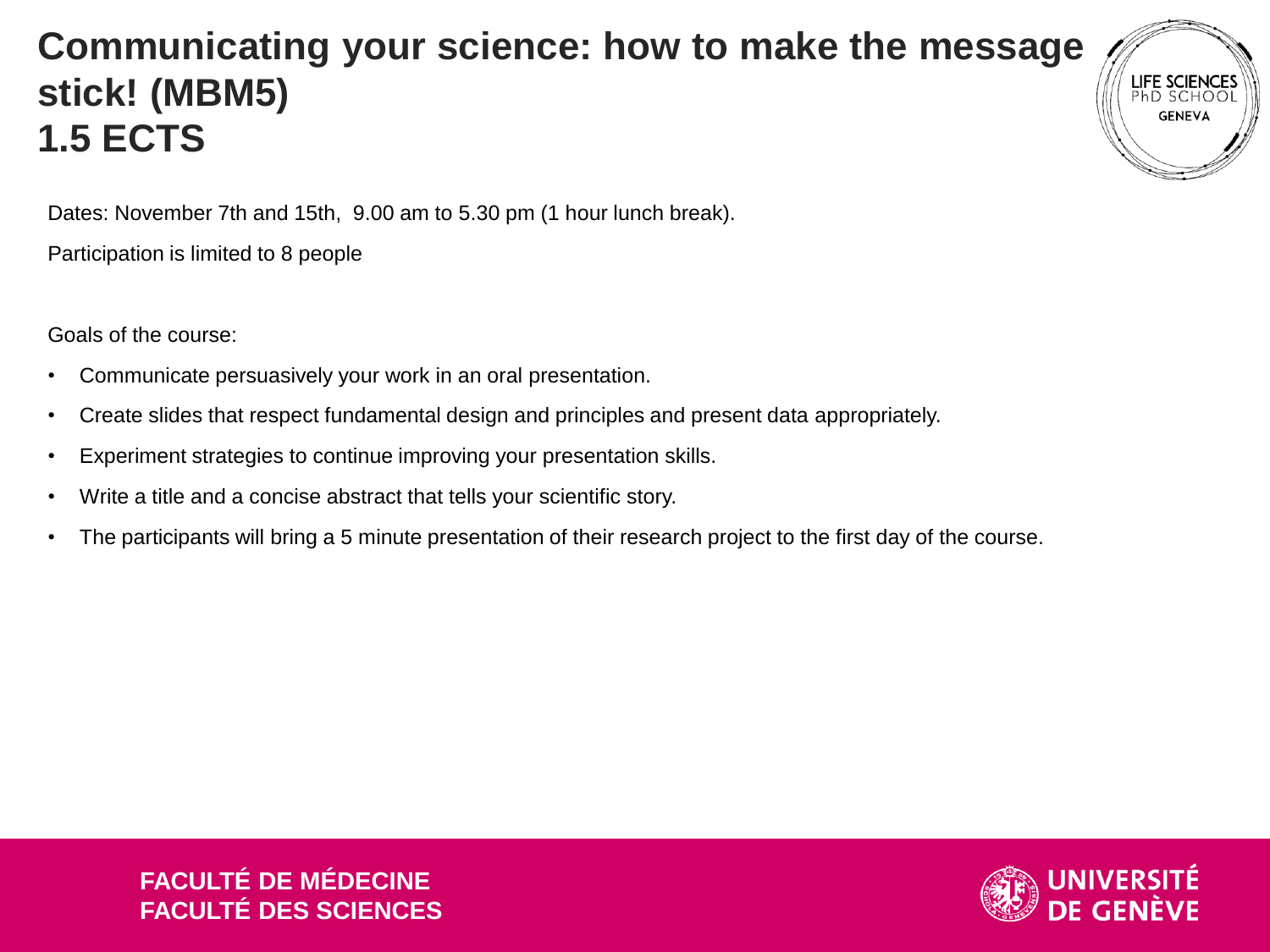# Communicating your science: how to make the message stick! (MBM5)
# 1.5 ECTS

Dates: November 7th and 15th, 9.00 am to 5.30 pm (1 hour lunch break).

Participation is limited to 8 people

Goals of the course:

- Communicate persuasively your work in an oral presentation.
- Create slides that respect fundamental design and principles and present data appropriately.
- Experiment strategies to continue improving your presentation skills.
- Write a title and a concise abstract that tells your scientific story.
- The participants will bring a 5 minute presentation of their research project to the first day of the course.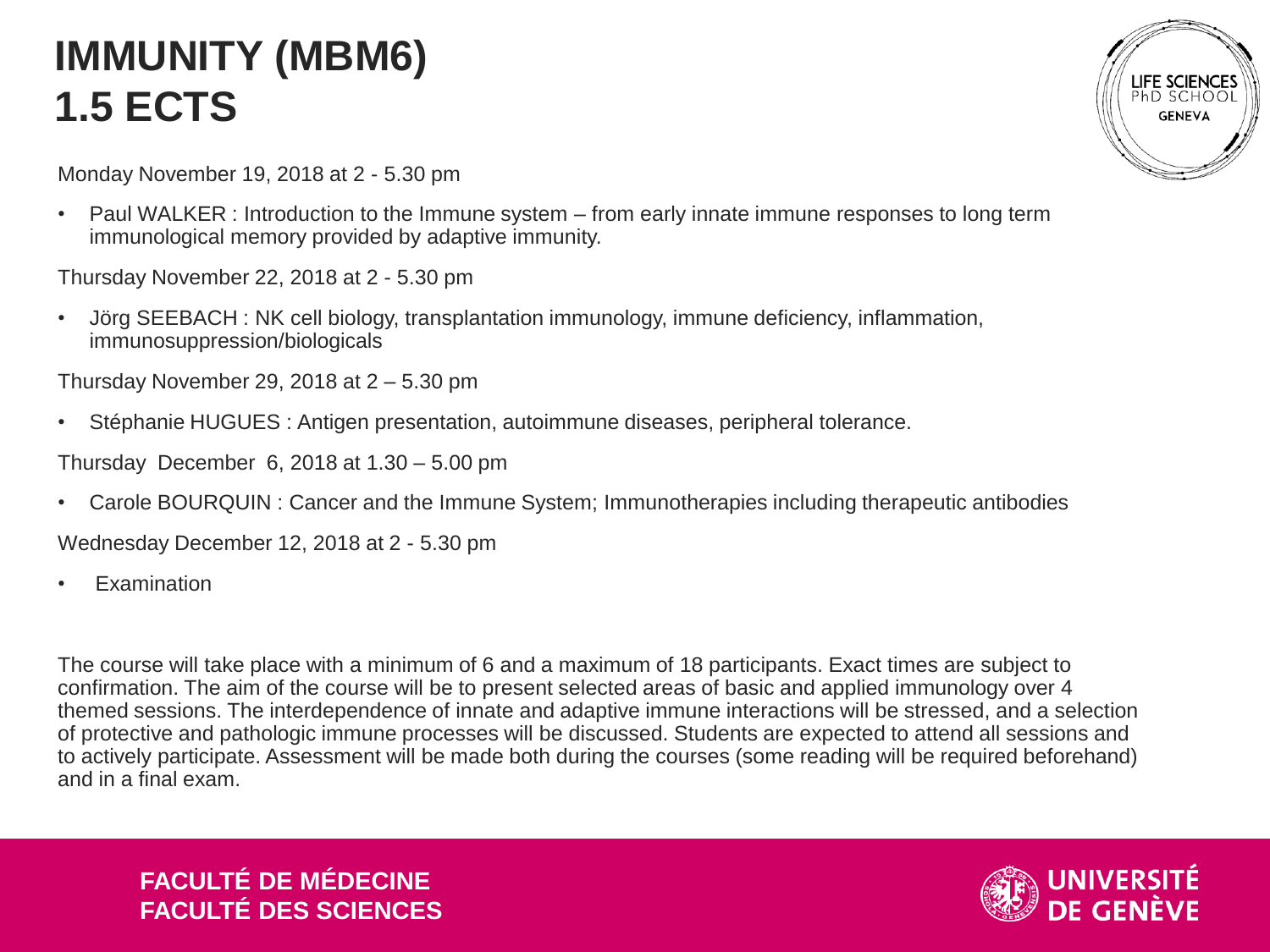# IMMUNITY (MBM6)
# 1.5 ECTS

Monday November 19, 2018 at 2 - 5.30 pm

- Paul WALKER : Introduction to the Immune system – from early innate immune responses to long term immunological memory provided by adaptive immunity.

Thursday November 22, 2018 at 2 - 5.30 pm

- Jörg SEEBACH : NK cell biology, transplantation immunology, immune deficiency, inflammation, immunosuppression/biologicals

Thursday November 29, 2018 at 2 – 5.30 pm

- Stéphanie HUGUES : Antigen presentation, autoimmune diseases, peripheral tolerance.

Thursday December 6, 2018 at 1.30 – 5.00 pm

- Carole BOURQUIN : Cancer and the Immune System; Immunotherapies including therapeutic antibodies

Wednesday December 12, 2018 at 2 - 5.30 pm

- Examination

The course will take place with a minimum of 6 and a maximum of 18 participants. Exact times are subject to confirmation. The aim of the course will be to present selected areas of basic and applied immunology over 4 themed sessions. The interdependence of innate and adaptive immune interactions will be stressed, and a selection of protective and pathologic immune processes will be discussed. Students are expected to attend all sessions and to actively participate. Assessment will be made both during the courses (some reading will be required beforehand) and in a final exam.

**FACULTÉ DE MÉDECINE**
**FACULTÉ DES SCIENCES**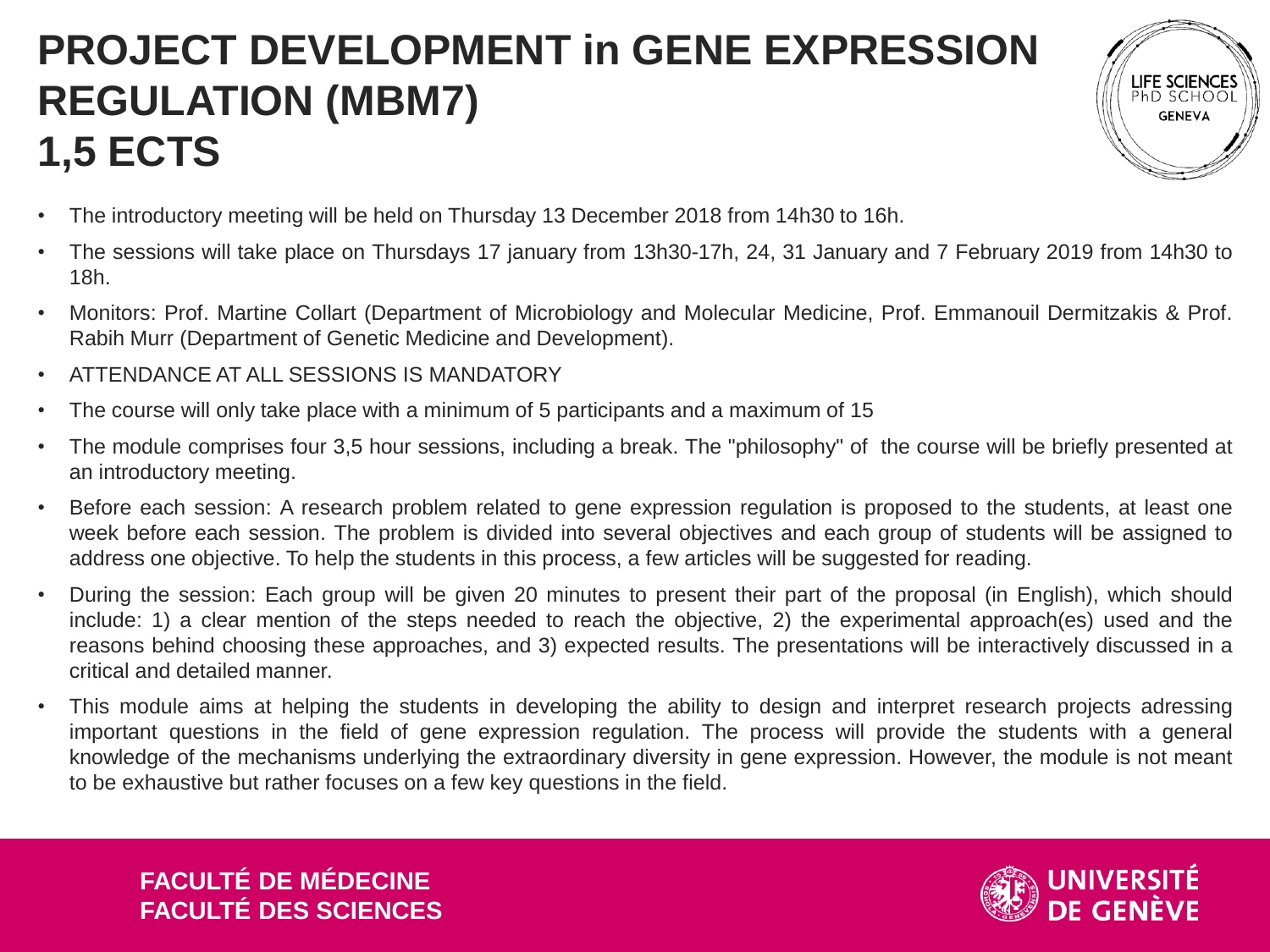# PROJECT DEVELOPMENT in GENE EXPRESSION REGULATION (MBM7)
# 1,5 ECTS

- The introductory meeting will be held on Thursday 13 December 2018 from 14h30 to 16h.
- The sessions will take place on Thursdays 17 january from 13h30-17h, 24, 31 January and 7 February 2019 from 14h30 to 18h.
- Monitors: Prof. Martine Collart (Department of Microbiology and Molecular Medicine, Prof. Emmanouil Dermitzakis & Prof. Rabih Murr (Department of Genetic Medicine and Development).
- ATTENDANCE AT ALL SESSIONS IS MANDATORY
- The course will only take place with a minimum of 5 participants and a maximum of 15
- The module comprises four 3,5 hour sessions, including a break. The "philosophy" of the course will be briefly presented at an introductory meeting.
- Before each session: A research problem related to gene expression regulation is proposed to the students, at least one week before each session. The problem is divided into several objectives and each group of students will be assigned to address one objective. To help the students in this process, a few articles will be suggested for reading.
- During the session: Each group will be given 20 minutes to present their part of the proposal (in English), which should include: 1) a clear mention of the steps needed to reach the objective, 2) the experimental approach(es) used and the reasons behind choosing these approaches, and 3) expected results. The presentations will be interactively discussed in a critical and detailed manner.
- This module aims at helping the students in developing the ability to design and interpret research projects adressing important questions in the field of gene expression regulation. The process will provide the students with a general knowledge of the mechanisms underlying the extraordinary diversity in gene expression. However, the module is not meant to be exhaustive but rather focuses on a few key questions in the field.

**FACULTÉ DE MÉDECINE**
**FACULTÉ DES SCIENCES**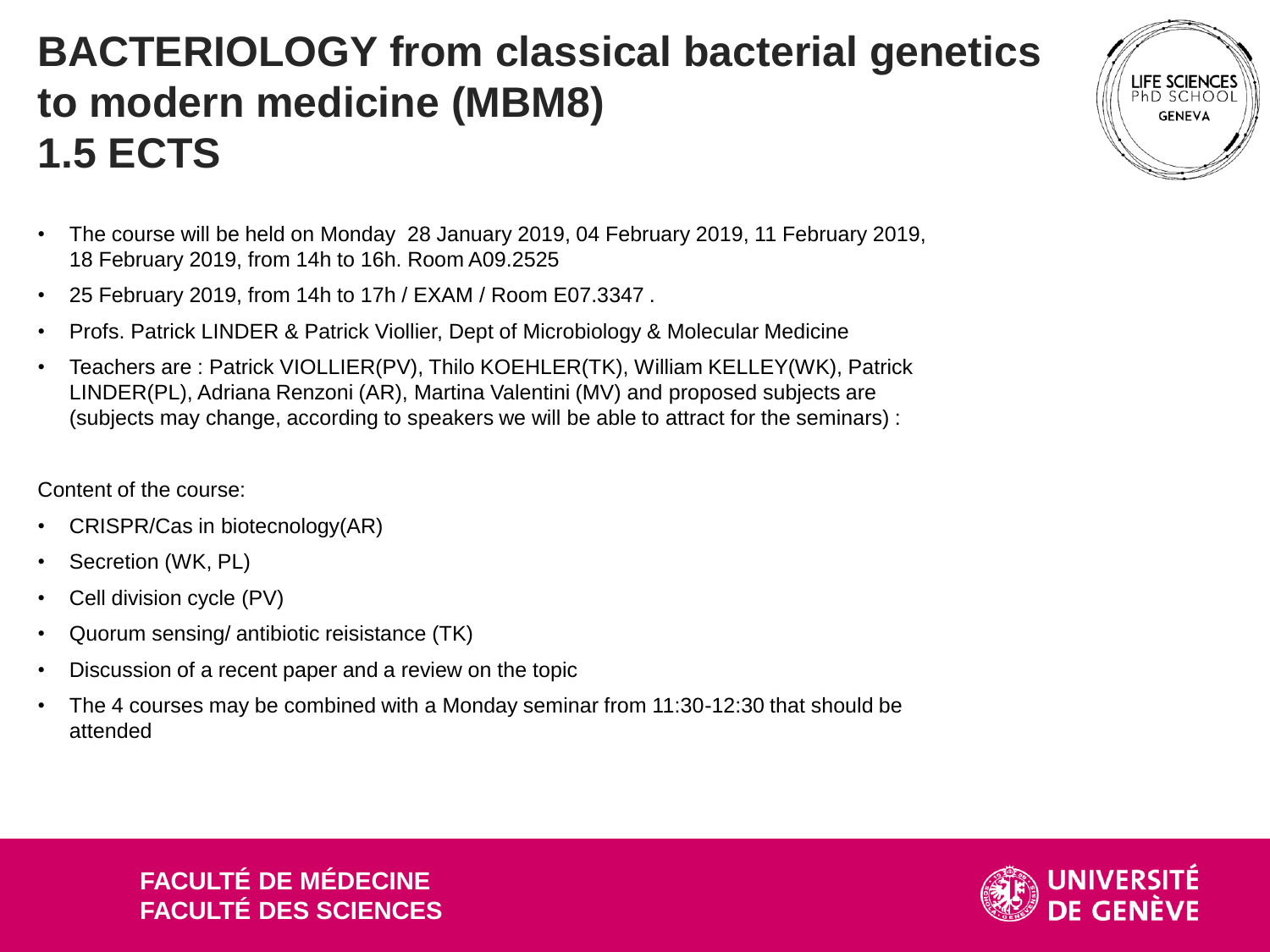# BACTERIOLOGY from classical bacterial genetics to modern medicine (MBM8)
# 1.5 ECTS

- The course will be held on Monday 28 January 2019, 04 February 2019, 11 February 2019, 18 February 2019, from 14h to 16h. Room A09.2525
- 25 February 2019, from 14h to 17h / EXAM / Room E07.3347 .
- Profs. Patrick LINDER & Patrick Viollier, Dept of Microbiology & Molecular Medicine
- Teachers are : Patrick VIOLLIER(PV), Thilo KOEHLER(TK), William KELLEY(WK), Patrick LINDER(PL), Adriana Renzoni (AR), Martina Valentini (MV) and proposed subjects are (subjects may change, according to speakers we will be able to attract for the seminars) :

Content of the course:

- CRISPR/Cas in biotecnology(AR)
- Secretion (WK, PL)
- Cell division cycle (PV)
- Quorum sensing/ antibiotic reisistance (TK)
- Discussion of a recent paper and a review on the topic
- The 4 courses may be combined with a Monday seminar from 11:30-12:30 that should be attended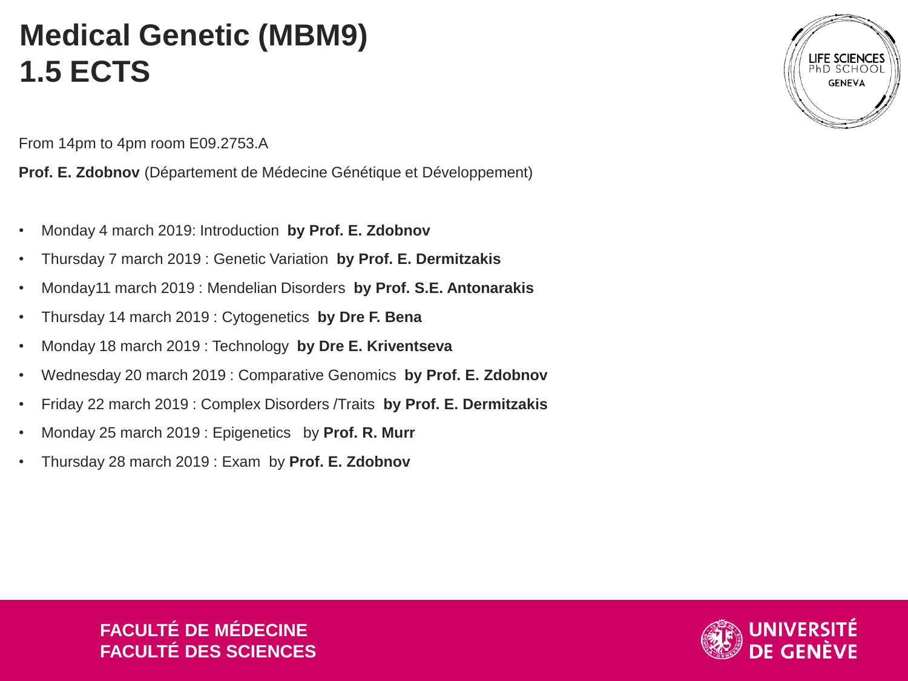# Medical Genetic (MBM9)
# 1.5 ECTS

From 14pm to 4pm room E09.2753.A

**Prof. E. Zdobnov** (Département de Médecine Génétique et Développement)

- Monday 4 march 2019: Introduction **by Prof. E. Zdobnov**
- Thursday 7 march 2019 : Genetic Variation **by Prof. E. Dermitzakis**
- Monday11 march 2019 : Mendelian Disorders **by Prof. S.E. Antonarakis**
- Thursday 14 march 2019 : Cytogenetics **by Dre F. Bena**
- Monday 18 march 2019 : Technology **by Dre E. Kriventseva**
- Wednesday 20 march 2019 : Comparative Genomics **by Prof. E. Zdobnov**
- Friday 22 march 2019 : Complex Disorders /Traits **by Prof. E. Dermitzakis**
- Monday 25 march 2019 : Epigenetics by **Prof. R. Murr**
- Thursday 28 march 2019 : Exam by **Prof. E. Zdobnov**

**FACULTÉ DE MÉDECINE**
**FACULTÉ DES SCIENCES**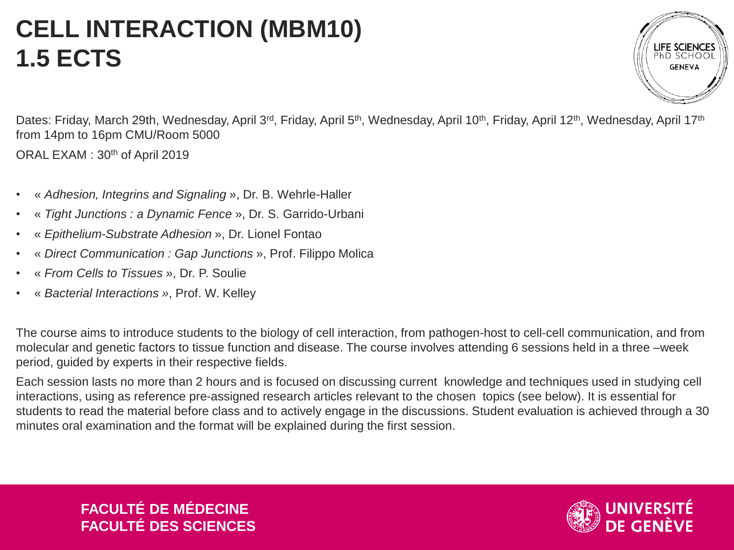# CELL INTERACTION (MBM10)
# 1.5 ECTS

Dates: Friday, March 29th, Wednesday, April 3rd, Friday, April 5th, Wednesday, April 10th, Friday, April 12th, Wednesday, April 17th from 14pm to 16pm CMU/Room 5000

ORAL EXAM : 30th of April 2019

- « *Adhesion, Integrins and Signaling* », Dr. B. Wehrle-Haller
- « *Tight Junctions : a Dynamic Fence* », Dr. S. Garrido-Urbani
- « *Epithelium-Substrate Adhesion* », Dr. Lionel Fontao
- « *Direct Communication : Gap Junctions* », Prof. Filippo Molica
- « *From Cells to Tissues* », Dr. P. Soulie
- « *Bacterial Interactions* », Prof. W. Kelley

The course aims to introduce students to the biology of cell interaction, from pathogen-host to cell-cell communication, and from molecular and genetic factors to tissue function and disease. The course involves attending 6 sessions held in a three –week period, guided by experts in their respective fields.

Each session lasts no more than 2 hours and is focused on discussing current knowledge and techniques used in studying cell interactions, using as reference pre-assigned research articles relevant to the chosen topics (see below). It is essential for students to read the material before class and to actively engage in the discussions. Student evaluation is achieved through a 30 minutes oral examination and the format will be explained during the first session.

**FACULTÉ DE MÉDECINE**
**FACULTÉ DES SCIENCES**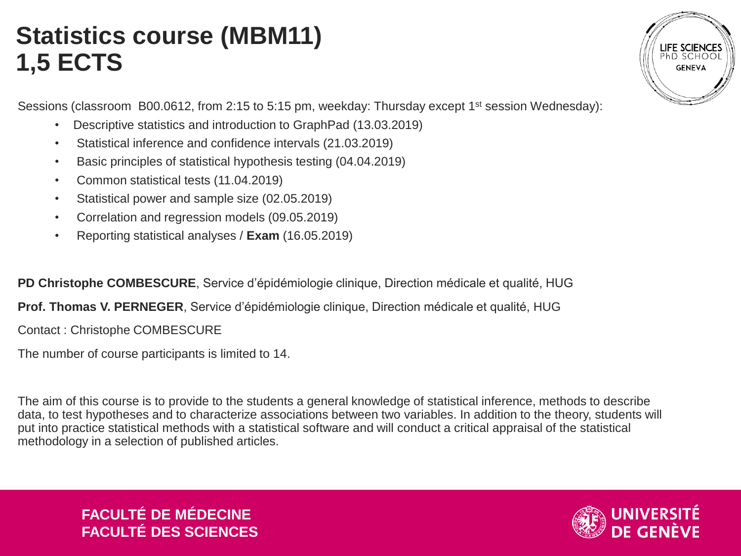# Statistics course (MBM11)
# 1,5 ECTS

Sessions (classroom B00.0612, from 2:15 to 5:15 pm, weekday: Thursday except 1st session Wednesday):

- Descriptive statistics and introduction to GraphPad (13.03.2019)
- Statistical inference and confidence intervals (21.03.2019)
- Basic principles of statistical hypothesis testing (04.04.2019)
- Common statistical tests (11.04.2019)
- Statistical power and sample size (02.05.2019)
- Correlation and regression models (09.05.2019)
- Reporting statistical analyses / **Exam** (16.05.2019)

**PD Christophe COMBESCURE**, Service d'épidémiologie clinique, Direction médicale et qualité, HUG

**Prof. Thomas V. PERNEGER**, Service d'épidémiologie clinique, Direction médicale et qualité, HUG

Contact : Christophe COMBESCURE

The number of course participants is limited to 14.

The aim of this course is to provide to the students a general knowledge of statistical inference, methods to describe data, to test hypotheses and to characterize associations between two variables. In addition to the theory, students will put into practice statistical methods with a statistical software and will conduct a critical appraisal of the statistical methodology in a selection of published articles.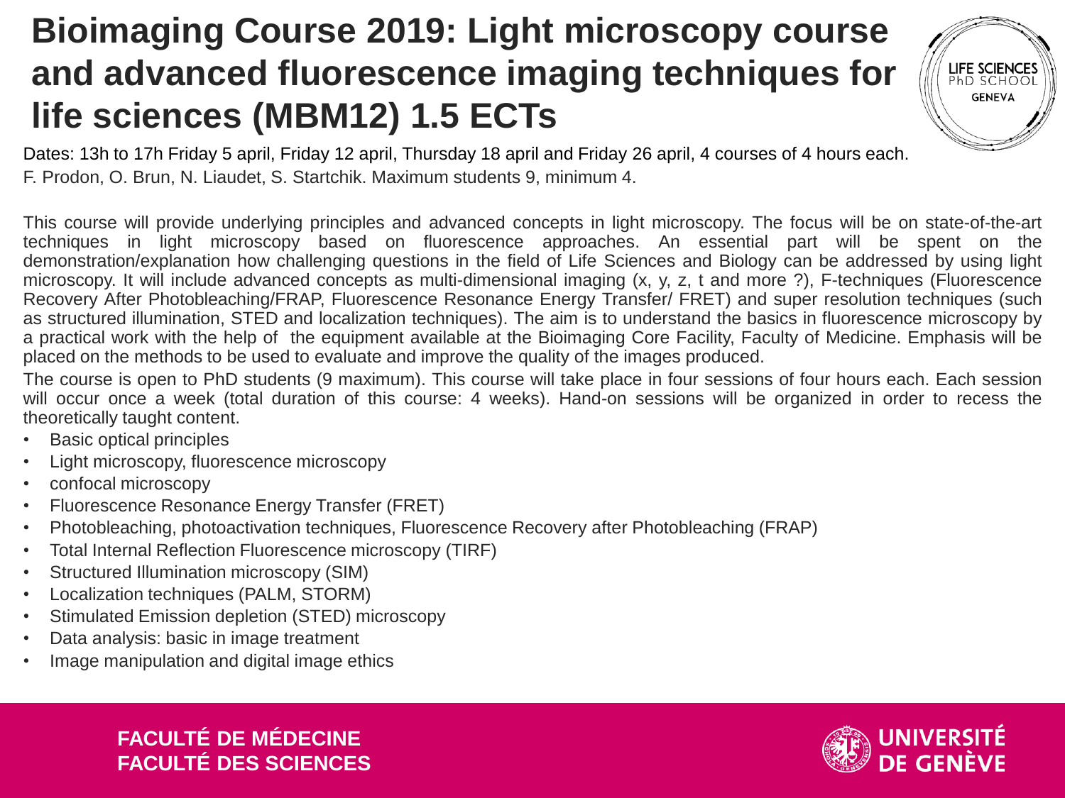# Bioimaging Course 2019: Light microscopy course and advanced fluorescence imaging techniques for life sciences (MBM12) 1.5 ECTs

Dates: 13h to 17h Friday 5 april, Friday 12 april, Thursday 18 april and Friday 26 april, 4 courses of 4 hours each.

F. Prodon, O. Brun, N. Liaudet, S. Startchik. Maximum students 9, minimum 4.

This course will provide underlying principles and advanced concepts in light microscopy. The focus will be on state-of-the-art techniques in light microscopy based on fluorescence approaches. An essential part will be spent on the demonstration/explanation how challenging questions in the field of Life Sciences and Biology can be addressed by using light microscopy. It will include advanced concepts as multi-dimensional imaging (x, y, z, t and more ?), F-techniques (Fluorescence Recovery After Photobleaching/FRAP, Fluorescence Resonance Energy Transfer/ FRET) and super resolution techniques (such as structured illumination, STED and localization techniques). The aim is to understand the basics in fluorescence microscopy by a practical work with the help of the equipment available at the Bioimaging Core Facility, Faculty of Medicine. Emphasis will be placed on the methods to be used to evaluate and improve the quality of the images produced.

The course is open to PhD students (9 maximum). This course will take place in four sessions of four hours each. Each session will occur once a week (total duration of this course: 4 weeks). Hand-on sessions will be organized in order to recess the theoretically taught content.

- Basic optical principles
- Light microscopy, fluorescence microscopy
- confocal microscopy
- Fluorescence Resonance Energy Transfer (FRET)
- Photobleaching, photoactivation techniques, Fluorescence Recovery after Photobleaching (FRAP)
- Total Internal Reflection Fluorescence microscopy (TIRF)
- Structured Illumination microscopy (SIM)
- Localization techniques (PALM, STORM)
- Stimulated Emission depletion (STED) microscopy
- Data analysis: basic in image treatment
- Image manipulation and digital image ethics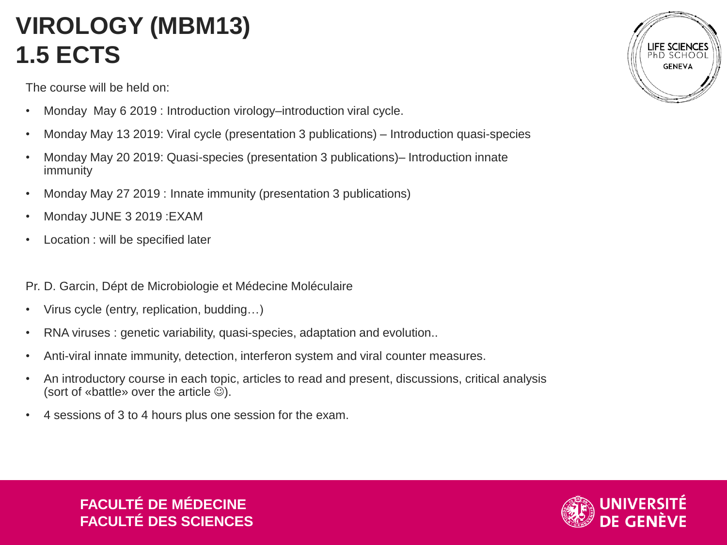# VIROLOGY (MBM13)
# 1.5 ECTS

The course will be held on:

- Monday May 6 2019 : Introduction virology–introduction viral cycle.
- Monday May 13 2019: Viral cycle (presentation 3 publications) – Introduction quasi-species
- Monday May 20 2019: Quasi-species (presentation 3 publications)– Introduction innate immunity
- Monday May 27 2019 : Innate immunity (presentation 3 publications)
- Monday JUNE 3 2019 :EXAM
- Location : will be specified later

Pr. D. Garcin, Dépt de Microbiologie et Médecine Moléculaire

- Virus cycle (entry, replication, budding…)
- RNA viruses : genetic variability, quasi-species, adaptation and evolution..
- Anti-viral innate immunity, detection, interferon system and viral counter measures.
- An introductory course in each topic, articles to read and present, discussions, critical analysis (sort of «battle» over the article ☺).
- 4 sessions of 3 to 4 hours plus one session for the exam.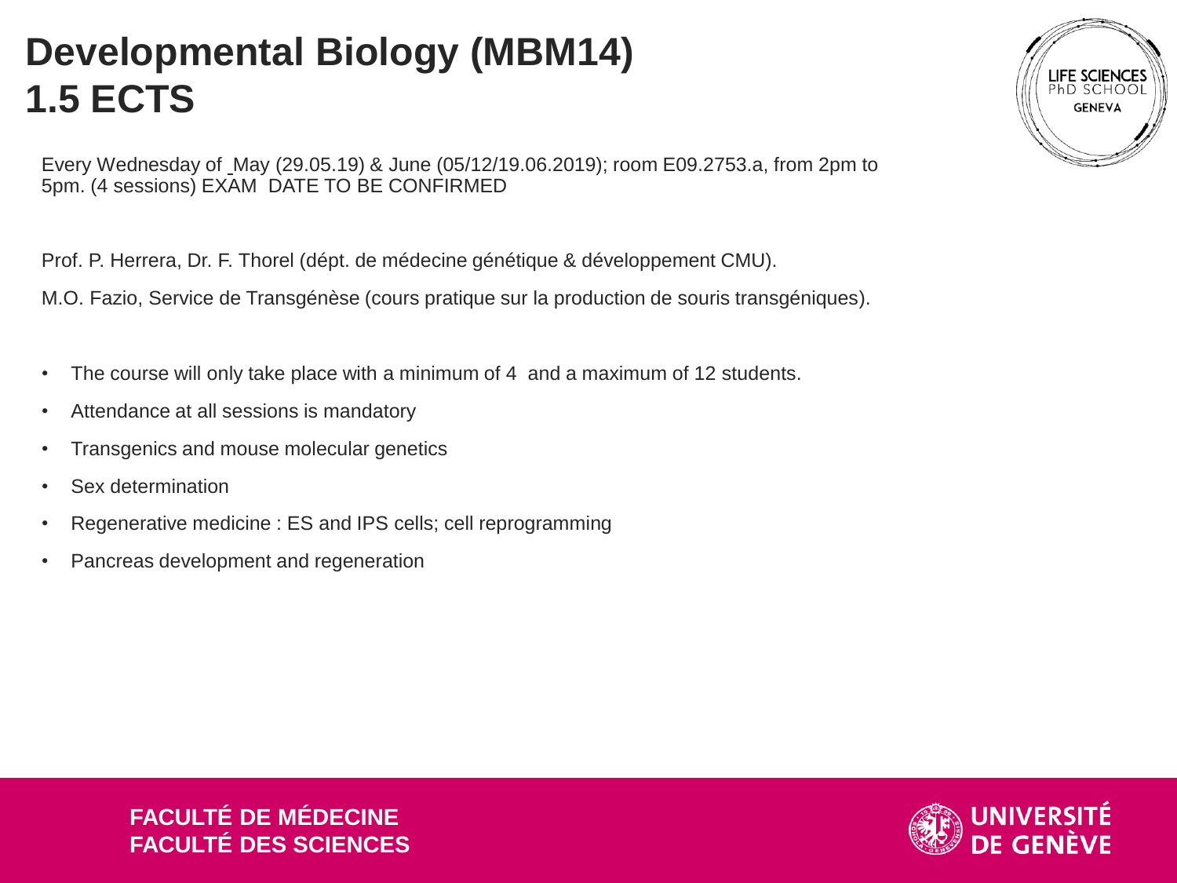# Developmental Biology (MBM14)
# 1.5 ECTS

Every Wednesday of May (29.05.19) & June (05/12/19.06.2019); room E09.2753.a, from 2pm to 5pm. (4 sessions) EXAM DATE TO BE CONFIRMED

Prof. P. Herrera, Dr. F. Thorel (dépt. de médecine génétique & développement CMU).

M.O. Fazio, Service de Transgénèse (cours pratique sur la production de souris transgéniques).

- The course will only take place with a minimum of 4 and a maximum of 12 students.
- Attendance at all sessions is mandatory
- Transgenics and mouse molecular genetics
- Sex determination
- Regenerative medicine : ES and IPS cells; cell reprogramming
- Pancreas development and regeneration